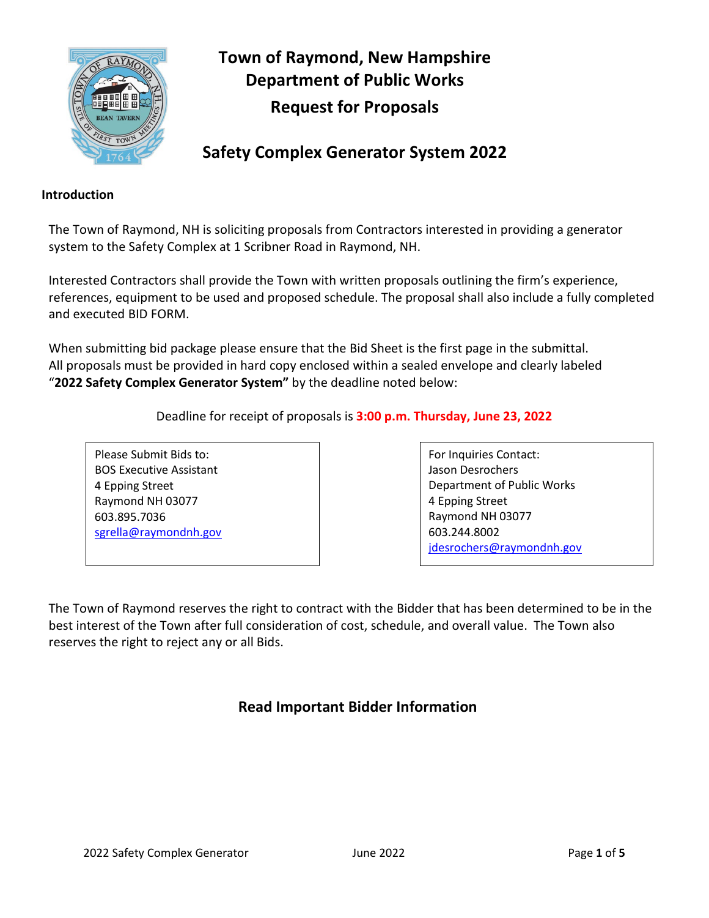# Town of Raymond, New Hampshire
# Department of Public Works
# Request for Proposals

## Safety Complex Generator System 2022

**Introduction**

The Town of Raymond, NH is soliciting proposals from Contractors interested in providing a generator system to the Safety Complex at 1 Scribner Road in Raymond, NH.

Interested Contractors shall provide the Town with written proposals outlining the firm's experience, references, equipment to be used and proposed schedule. The proposal shall also include a fully completed and executed BID FORM.

When submitting bid package please ensure that the Bid Sheet is the first page in the submittal. All proposals must be provided in hard copy enclosed within a sealed envelope and clearly labeled "**2022 Safety Complex Generator System**" by the deadline noted below:

Deadline for receipt of proposals is **3:00 p.m. Thursday, June 23, 2022**

Please Submit Bids to:
BOS Executive Assistant
4 Epping Street
Raymond NH 03077
603.895.7036
sgrella@raymondnh.gov

For Inquiries Contact:
Jason Desrochers
Department of Public Works
4 Epping Street
Raymond NH 03077
603.244.8002
jdesrochers@raymondnh.gov

The Town of Raymond reserves the right to contract with the Bidder that has been determined to be in the best interest of the Town after full consideration of cost, schedule, and overall value. The Town also reserves the right to reject any or all Bids.

## Read Important Bidder Information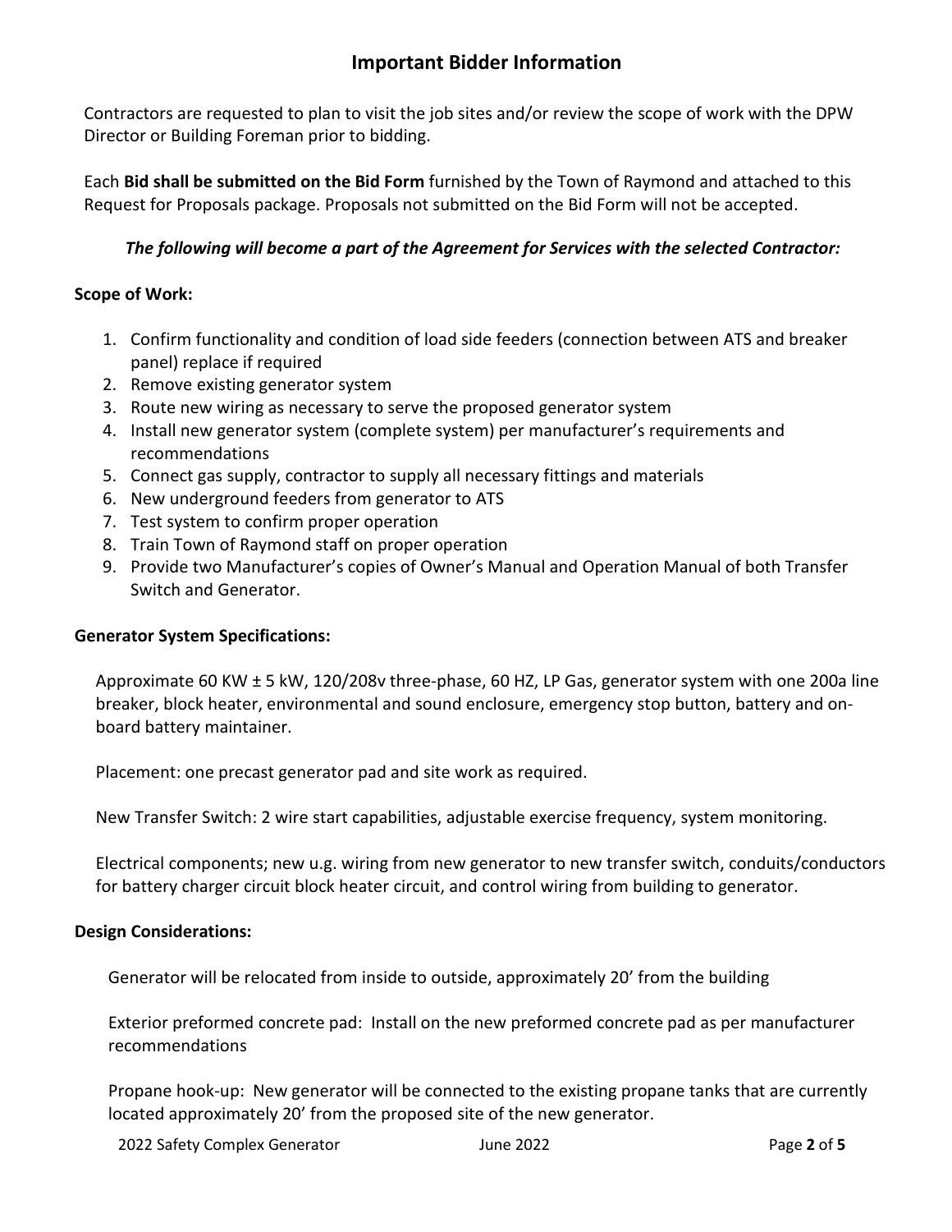# Important Bidder Information

Contractors are requested to plan to visit the job sites and/or review the scope of work with the DPW Director or Building Foreman prior to bidding.

Each **Bid shall be submitted on the Bid Form** furnished by the Town of Raymond and attached to this Request for Proposals package. Proposals not submitted on the Bid Form will not be accepted.

***The following will become a part of the Agreement for Services with the selected Contractor:***

**Scope of Work:**

1. Confirm functionality and condition of load side feeders (connection between ATS and breaker panel) replace if required
2. Remove existing generator system
3. Route new wiring as necessary to serve the proposed generator system
4. Install new generator system (complete system) per manufacturer's requirements and recommendations
5. Connect gas supply, contractor to supply all necessary fittings and materials
6. New underground feeders from generator to ATS
7. Test system to confirm proper operation
8. Train Town of Raymond staff on proper operation
9. Provide two Manufacturer's copies of Owner's Manual and Operation Manual of both Transfer Switch and Generator.

**Generator System Specifications:**

Approximate 60 KW ± 5 kW, 120/208v three-phase, 60 HZ, LP Gas, generator system with one 200a line breaker, block heater, environmental and sound enclosure, emergency stop button, battery and on-board battery maintainer.

Placement: one precast generator pad and site work as required.

New Transfer Switch: 2 wire start capabilities, adjustable exercise frequency, system monitoring.

Electrical components; new u.g. wiring from new generator to new transfer switch, conduits/conductors for battery charger circuit block heater circuit, and control wiring from building to generator.

**Design Considerations:**

Generator will be relocated from inside to outside, approximately 20' from the building

Exterior preformed concrete pad: Install on the new preformed concrete pad as per manufacturer recommendations

Propane hook-up: New generator will be connected to the existing propane tanks that are currently located approximately 20' from the proposed site of the new generator.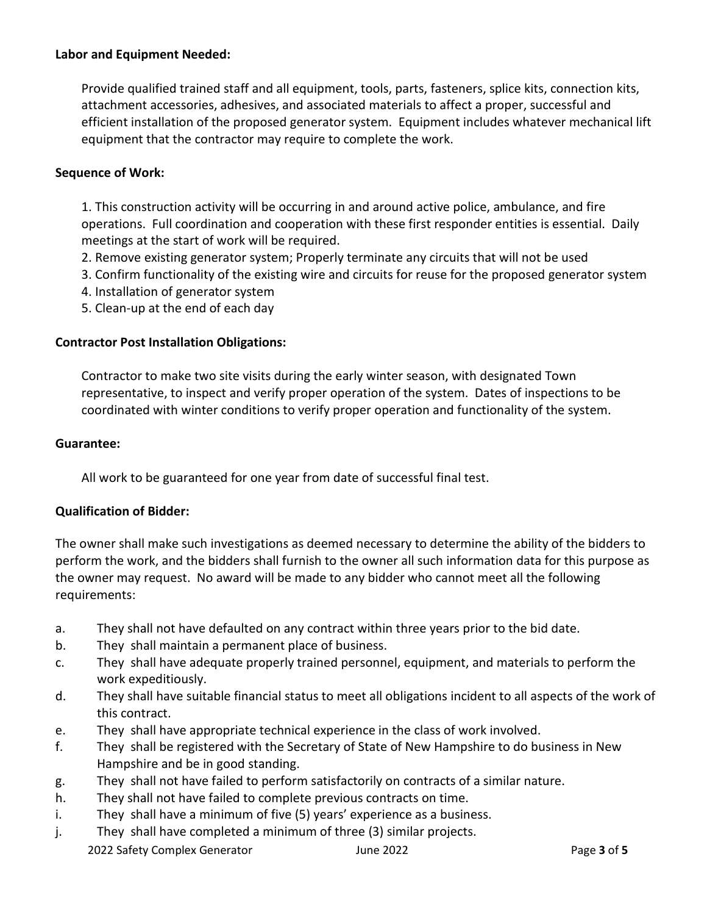**Labor and Equipment Needed:**

Provide qualified trained staff and all equipment, tools, parts, fasteners, splice kits, connection kits, attachment accessories, adhesives, and associated materials to affect a proper, successful and efficient installation of the proposed generator system. Equipment includes whatever mechanical lift equipment that the contractor may require to complete the work.

**Sequence of Work:**

1. This construction activity will be occurring in and around active police, ambulance, and fire operations. Full coordination and cooperation with these first responder entities is essential. Daily meetings at the start of work will be required.
2. Remove existing generator system; Properly terminate any circuits that will not be used
3. Confirm functionality of the existing wire and circuits for reuse for the proposed generator system
4. Installation of generator system
5. Clean-up at the end of each day

**Contractor Post Installation Obligations:**

Contractor to make two site visits during the early winter season, with designated Town representative, to inspect and verify proper operation of the system. Dates of inspections to be coordinated with winter conditions to verify proper operation and functionality of the system.

**Guarantee:**

All work to be guaranteed for one year from date of successful final test.

**Qualification of Bidder:**

The owner shall make such investigations as deemed necessary to determine the ability of the bidders to perform the work, and the bidders shall furnish to the owner all such information data for this purpose as the owner may request. No award will be made to any bidder who cannot meet all the following requirements:

a. They shall not have defaulted on any contract within three years prior to the bid date.
b. They shall maintain a permanent place of business.
c. They shall have adequate properly trained personnel, equipment, and materials to perform the work expeditiously.
d. They shall have suitable financial status to meet all obligations incident to all aspects of the work of this contract.
e. They shall have appropriate technical experience in the class of work involved.
f. They shall be registered with the Secretary of State of New Hampshire to do business in New Hampshire and be in good standing.
g. They shall not have failed to perform satisfactorily on contracts of a similar nature.
h. They shall not have failed to complete previous contracts on time.
i. They shall have a minimum of five (5) years' experience as a business.
j. They shall have completed a minimum of three (3) similar projects.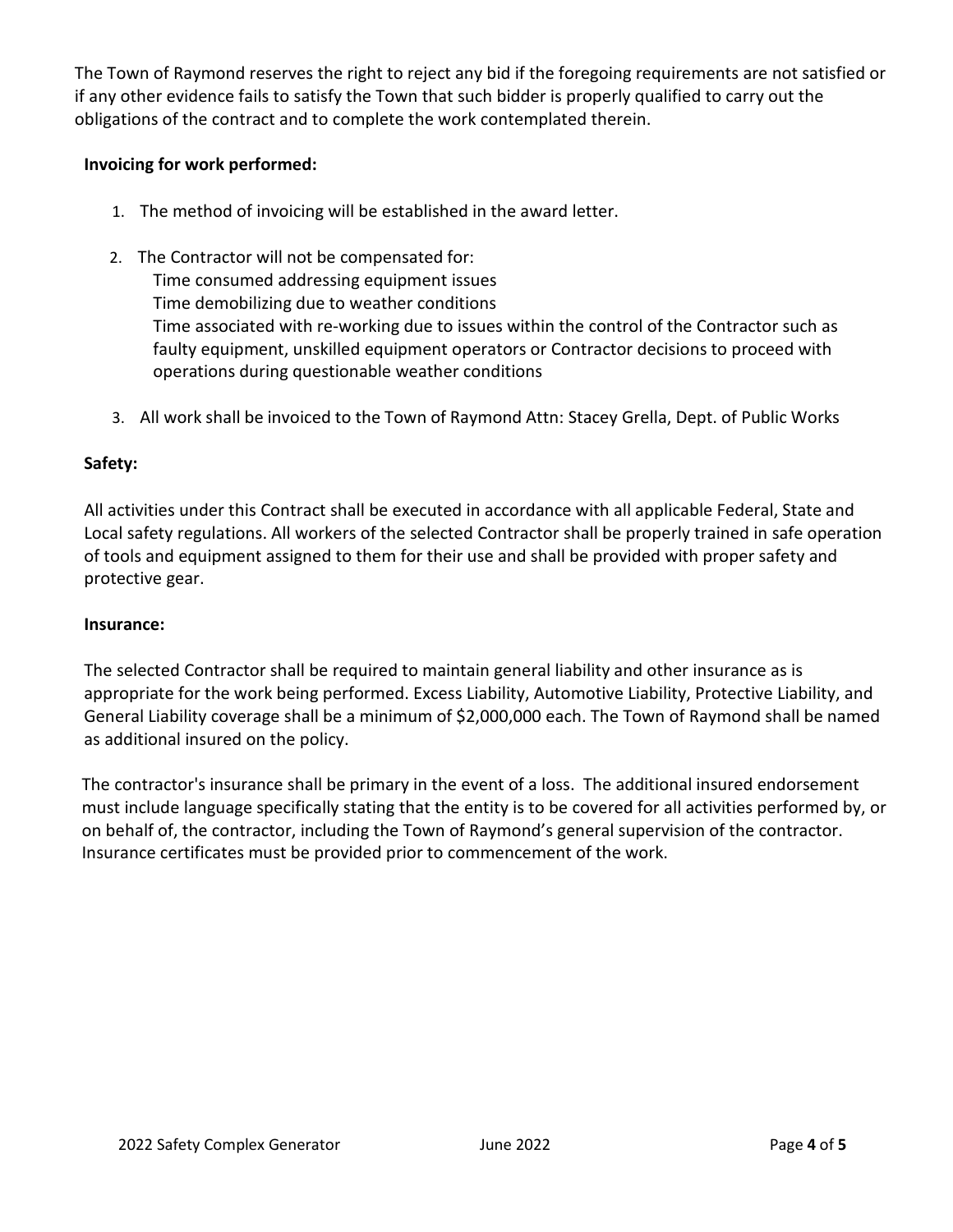The Town of Raymond reserves the right to reject any bid if the foregoing requirements are not satisfied or if any other evidence fails to satisfy the Town that such bidder is properly qualified to carry out the obligations of the contract and to complete the work contemplated therein.

**Invoicing for work performed:**

1. The method of invoicing will be established in the award letter.
2. The Contractor will not be compensated for:
   - Time consumed addressing equipment issues
   - Time demobilizing due to weather conditions
   - Time associated with re-working due to issues within the control of the Contractor such as faulty equipment, unskilled equipment operators or Contractor decisions to proceed with operations during questionable weather conditions
3. All work shall be invoiced to the Town of Raymond Attn: Stacey Grella, Dept. of Public Works

**Safety:**

All activities under this Contract shall be executed in accordance with all applicable Federal, State and Local safety regulations. All workers of the selected Contractor shall be properly trained in safe operation of tools and equipment assigned to them for their use and shall be provided with proper safety and protective gear.

**Insurance:**

The selected Contractor shall be required to maintain general liability and other insurance as is appropriate for the work being performed. Excess Liability, Automotive Liability, Protective Liability, and General Liability coverage shall be a minimum of $2,000,000 each. The Town of Raymond shall be named as additional insured on the policy.

The contractor's insurance shall be primary in the event of a loss. The additional insured endorsement must include language specifically stating that the entity is to be covered for all activities performed by, or on behalf of, the contractor, including the Town of Raymond's general supervision of the contractor. Insurance certificates must be provided prior to commencement of the work.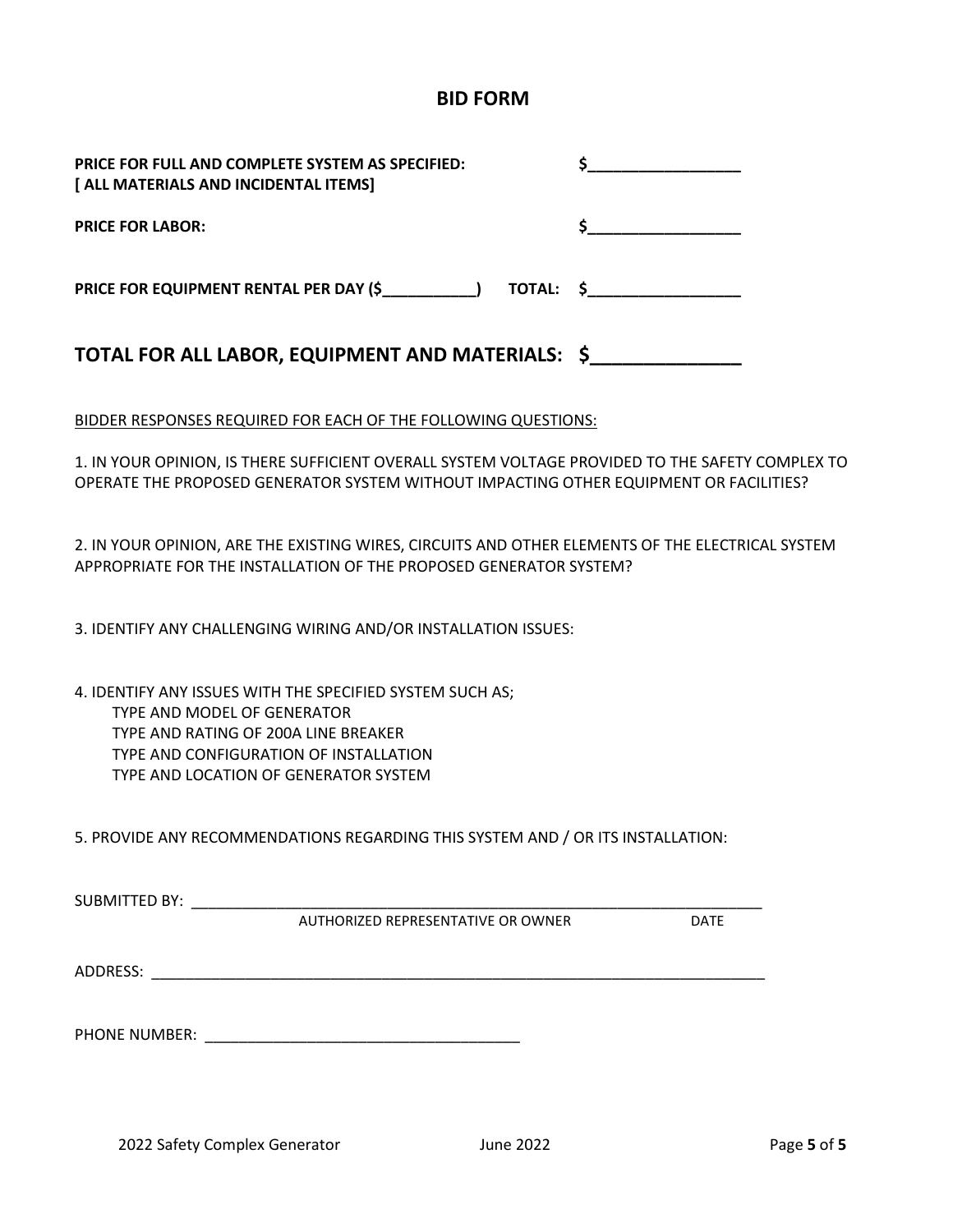# BID FORM

**PRICE FOR FULL AND COMPLETE SYSTEM AS SPECIFIED:** **$\_\_\_\_\_\_\_\_\_\_\_\_\_\_\_\_\_\_**
**[ ALL MATERIALS AND INCIDENTAL ITEMS]**

**PRICE FOR LABOR:** **$\_\_\_\_\_\_\_\_\_\_\_\_\_\_\_\_\_\_**

**PRICE FOR EQUIPMENT RENTAL PER DAY ($\_\_\_\_\_\_\_\_\_\_\_) TOTAL: $\_\_\_\_\_\_\_\_\_\_\_\_\_\_\_\_\_\_**

## TOTAL FOR ALL LABOR, EQUIPMENT AND MATERIALS: $\_\_\_\_\_\_\_\_\_\_\_\_\_\_

BIDDER RESPONSES REQUIRED FOR EACH OF THE FOLLOWING QUESTIONS:

1. IN YOUR OPINION, IS THERE SUFFICIENT OVERALL SYSTEM VOLTAGE PROVIDED TO THE SAFETY COMPLEX TO OPERATE THE PROPOSED GENERATOR SYSTEM WITHOUT IMPACTING OTHER EQUIPMENT OR FACILITIES?

2. IN YOUR OPINION, ARE THE EXISTING WIRES, CIRCUITS AND OTHER ELEMENTS OF THE ELECTRICAL SYSTEM APPROPRIATE FOR THE INSTALLATION OF THE PROPOSED GENERATOR SYSTEM?

3. IDENTIFY ANY CHALLENGING WIRING AND/OR INSTALLATION ISSUES:

4. IDENTIFY ANY ISSUES WITH THE SPECIFIED SYSTEM SUCH AS;
   - TYPE AND MODEL OF GENERATOR
   - TYPE AND RATING OF 200A LINE BREAKER
   - TYPE AND CONFIGURATION OF INSTALLATION
   - TYPE AND LOCATION OF GENERATOR SYSTEM

5. PROVIDE ANY RECOMMENDATIONS REGARDING THIS SYSTEM AND / OR ITS INSTALLATION:

SUBMITTED BY: \_\_\_\_\_\_\_\_\_\_\_\_\_\_\_\_\_\_\_\_\_\_\_\_\_\_\_\_\_\_\_\_\_\_\_\_\_\_\_\_\_\_\_\_\_\_\_\_\_\_\_\_\_\_\_\_\_\_\_\_\_\_\_\_\_\_\_\_
AUTHORIZED REPRESENTATIVE OR OWNER DATE

ADDRESS: \_\_\_\_\_\_\_\_\_\_\_\_\_\_\_\_\_\_\_\_\_\_\_\_\_\_\_\_\_\_\_\_\_\_\_\_\_\_\_\_\_\_\_\_\_\_\_\_\_\_\_\_\_\_\_\_\_\_\_\_\_\_\_\_\_\_\_\_\_\_\_\_\_\_

PHONE NUMBER: \_\_\_\_\_\_\_\_\_\_\_\_\_\_\_\_\_\_\_\_\_\_\_\_\_\_\_\_\_\_\_\_\_\_\_\_\_\_\_